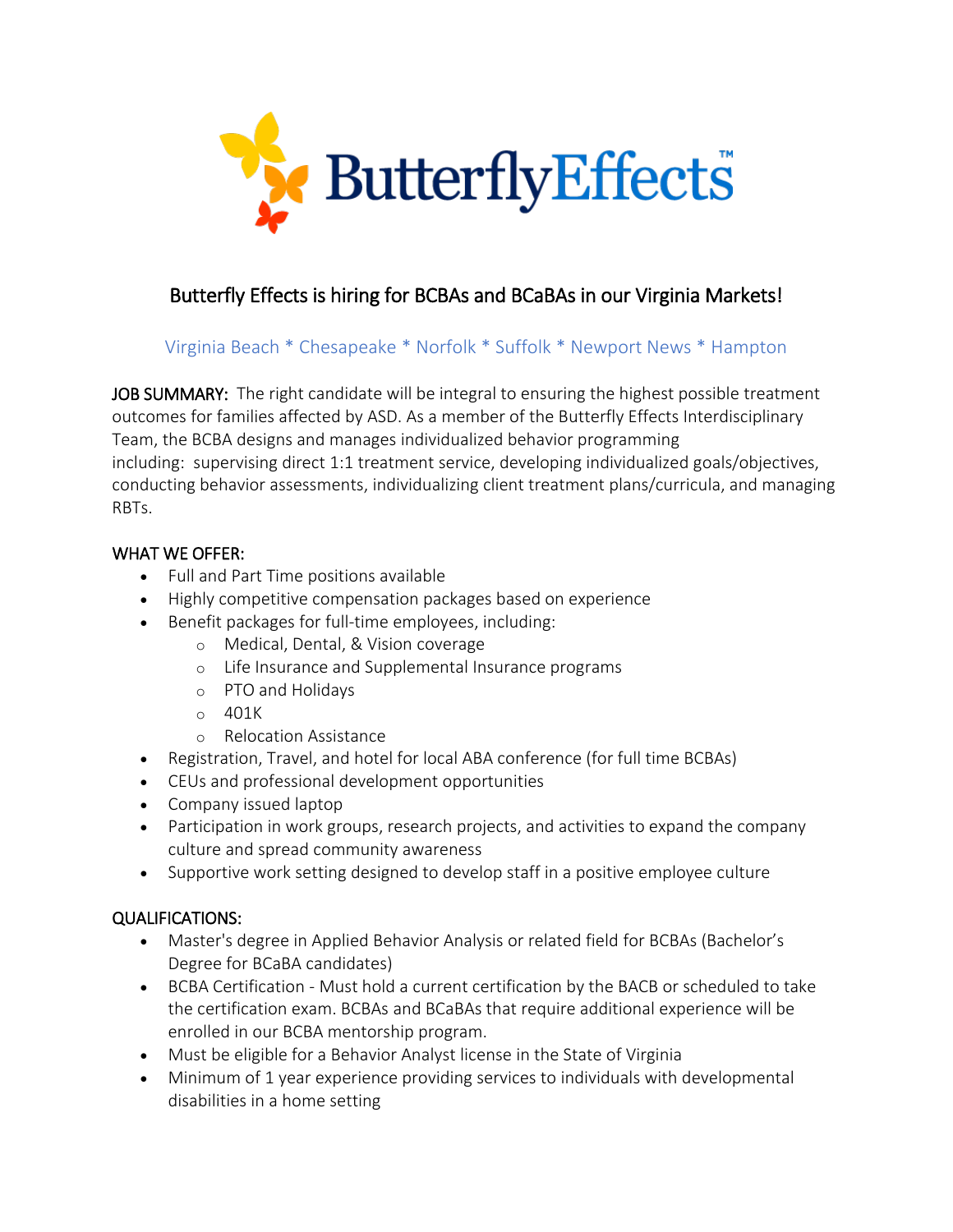ButterflyEffects™

## Butterfly Effects is hiring for BCBAs and BCaBAs in our Virginia Markets!

Virginia Beach * Chesapeake * Norfolk * Suffolk * Newport News * Hampton

JOB SUMMARY: The right candidate will be integral to ensuring the highest possible treatment outcomes for families affected by ASD. As a member of the Butterfly Effects Interdisciplinary Team, the BCBA designs and manages individualized behavior programming including: supervising direct 1:1 treatment service, developing individualized goals/objectives, conducting behavior assessments, individualizing client treatment plans/curricula, and managing RBTs.

### WHAT WE OFFER:

- Full and Part Time positions available
- Highly competitive compensation packages based on experience
- Benefit packages for full-time employees, including:
  - Medical, Dental, & Vision coverage
  - Life Insurance and Supplemental Insurance programs
  - PTO and Holidays
  - 401K
  - Relocation Assistance
- Registration, Travel, and hotel for local ABA conference (for full time BCBAs)
- CEUs and professional development opportunities
- Company issued laptop
- Participation in work groups, research projects, and activities to expand the company culture and spread community awareness
- Supportive work setting designed to develop staff in a positive employee culture

### QUALIFICATIONS:

- Master's degree in Applied Behavior Analysis or related field for BCBAs (Bachelor's Degree for BCaBA candidates)
- BCBA Certification - Must hold a current certification by the BACB or scheduled to take the certification exam. BCBAs and BCaBAs that require additional experience will be enrolled in our BCBA mentorship program.
- Must be eligible for a Behavior Analyst license in the State of Virginia
- Minimum of 1 year experience providing services to individuals with developmental disabilities in a home setting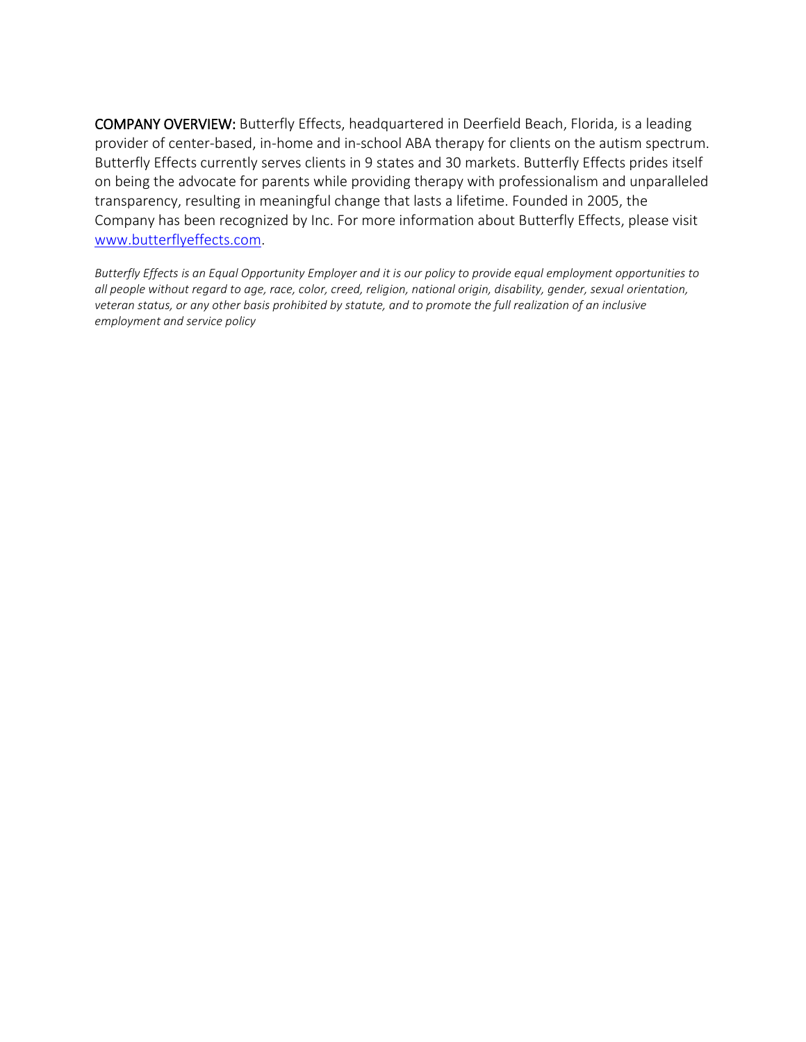**COMPANY OVERVIEW:** Butterfly Effects, headquartered in Deerfield Beach, Florida, is a leading provider of center-based, in-home and in-school ABA therapy for clients on the autism spectrum. Butterfly Effects currently serves clients in 9 states and 30 markets. Butterfly Effects prides itself on being the advocate for parents while providing therapy with professionalism and unparalleled transparency, resulting in meaningful change that lasts a lifetime. Founded in 2005, the Company has been recognized by Inc. For more information about Butterfly Effects, please visit [www.butterflyeffects.com](http://www.butterflyeffects.com).

*Butterfly Effects is an Equal Opportunity Employer and it is our policy to provide equal employment opportunities to all people without regard to age, race, color, creed, religion, national origin, disability, gender, sexual orientation, veteran status, or any other basis prohibited by statute, and to promote the full realization of an inclusive employment and service policy*